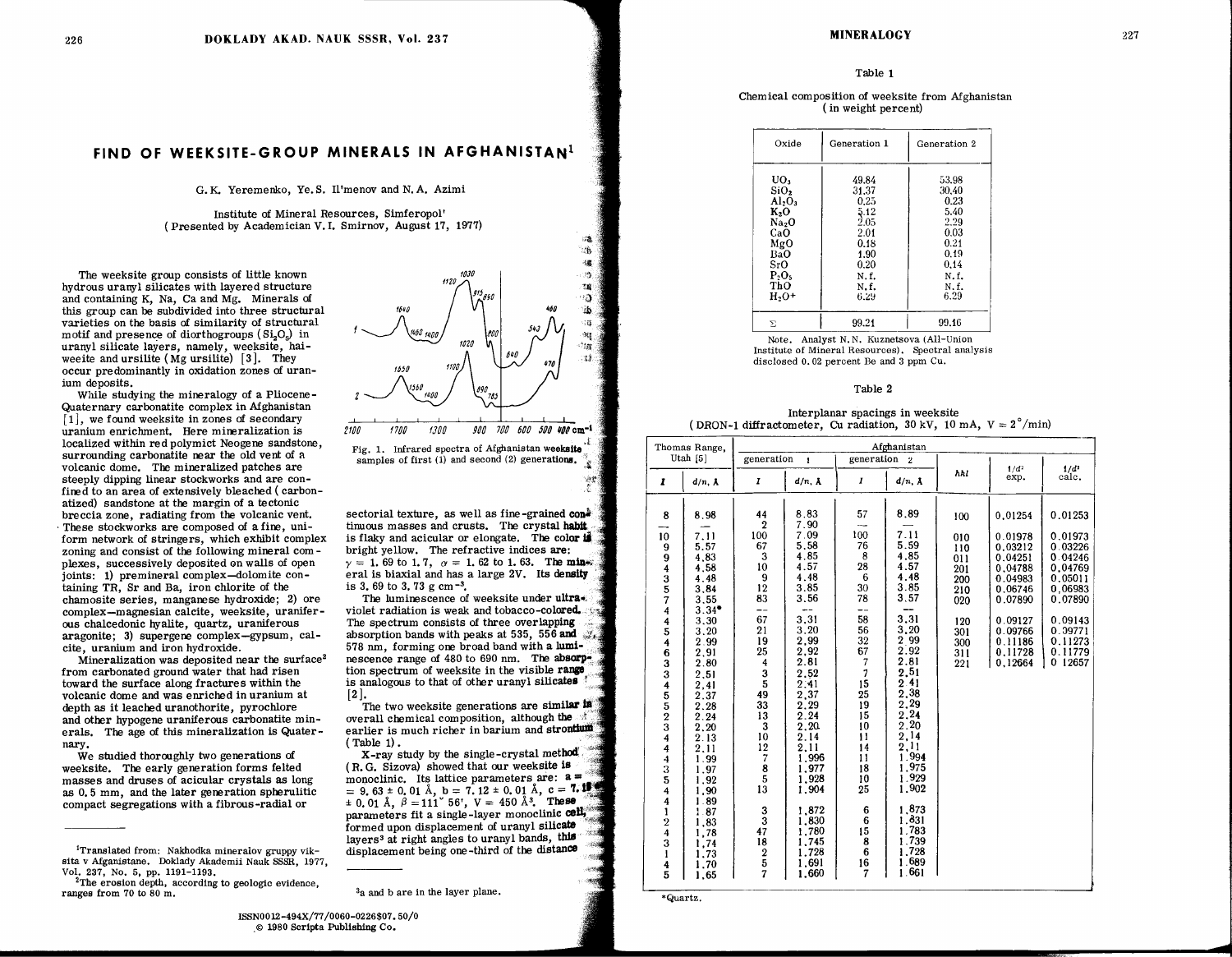# FIND OF WEEKSITE-GROUP MINERALS IN AFGHANISTAN[1]

G. K. Yeremenko, Ye. S. Il'menov and N. A. Azimi

Institute of Mineral Resources, Simferopol'
(Presented by Academician V. I. Smirnov, August 17, 1977)

The weeksite group consists of little known hydrous uranyl silicates with layered structure and containing K, Na, Ca and Mg. Minerals of this group can be subdivided into three structural varieties on the basis of similarity of structural motif and presence of diorthogroups ($Si_2O_5$) in uranyl silicate layers, namely, weeksite, haiweeite and ursilite (Mg ursilite) [3]. They occur predominantly in oxidation zones of uranium deposits.

While studying the mineralogy of a Pliocene-Quaternary carbonatite complex in Afghanistan [1], we found weeksite in zones of secondary uranium enrichment. Here mineralization is localized within red polymict Neogene sandstone, surrounding carbonatite near the old vent of a volcanic dome. The mineralized patches are steeply dipping linear stockworks and are confined to an area of extensively bleached (carbonatized) sandstone at the margin of a tectonic breccia zone, radiating from the volcanic vent. These stockworks are composed of a fine, uniform network of stringers, which exhibit complex zoning and consist of the following mineral complexes, successively deposited on walls of open joints: 1) premineral complex—dolomite containing TR, Sr and Ba, iron chlorite of the chamosite series, manganese hydroxide; 2) ore complex—magnesian calcite, weeksite, uraniferous chalcedonic hyalite, quartz, uraniferous aragonite; 3) supergene complex—gypsum, calcite, uranium and iron hydroxide.

Mineralization was deposited near the surface[2] from carbonated ground water that had risen toward the surface along fractures within the volcanic dome and was enriched in uranium at depth as it leached uranothorite, pyrochlore and other hypogene uraniferous carbonatite minerals. The age of this mineralization is Quaternary.

We studied thoroughly two generations of weeksite. The early generation forms felted masses and druses of acicular crystals as long as 0.5 mm, and the later generation spherulitic compact segregations with a fibrous-radial or sectorial texture, as well as fine-grained continuous masses and crusts. The crystal habit is flaky and acicular or elongate. The color is bright yellow. The refractive indices are: $\gamma$ = 1.69 to 1.7, $\alpha$ = 1.62 to 1.63. The mineral is biaxial and has a large 2V. Its density is 3.69 to 3.73 g $cm^{-3}$.

The luminescence of weeksite under ultraviolet radiation is weak and tobacco-colored. The spectrum consists of three overlapping absorption bands with peaks at 535, 556 and 578 nm, forming one broad band with a luminescence range of 480 to 690 nm. The absorption spectrum of weeksite in the visible range is analogous to that of other uranyl silicates [2].

The two weeksite generations are similar in overall chemical composition, although the earlier is much richer in barium and strontium (Table 1).

X-ray study by the single-crystal method (R. G. Sizova) showed that our weeksite is monoclinic. Its lattice parameters are: a = 9.63 ± 0.01 Å, b = 7.12 ± 0.01 Å, c = 7.18 ± 0.01 Å, $\beta$ = 111° 56', V = 450 Å$^3$. These parameters fit a single-layer monoclinic cell, formed upon displacement of uranyl silicate layers[3] at right angles to uranyl bands, this displacement being one-third of the distance

Fig. 1. Infrared spectra of Afghanistan weeksite samples of first (1) and second (2) generations.

---

[1] Translated from: Nakhodka mineralov gruppy viksita v Afganistane. Doklady Akademii Nauk SSSR, 1977, Vol. 237, No. 5, pp. 1191-1193.

[2] The erosion depth, according to geologic evidence, ranges from 70 to 80 m.

[3] a and b are in the layer plane.

ISSN0012-494X/77/0060-0226$07.50/0
© 1980 Scripta Publishing Co.

Table 1

Chemical composition of weeksite from Afghanistan (in weight percent)

| Oxide | Generation 1 | Generation 2 |
|---|---|---|
| $UO_3$ | 49.84 | 53.98 |
| $SiO_2$ | 31.37 | 30.40 |
| $Al_2O_3$ | 0.25 | 0.23 |
| $K_2O$ | 5.12 | 5.40 |
| $Na_2O$ | 2.05 | 2.29 |
| CaO | 2.01 | 0.03 |
| MgO | 0.18 | 0.21 |
| BaO | 1.90 | 0.19 |
| SrO | 0.20 | 0.14 |
| $P_2O_5$ | N.f. | N.f. |
| ThO | N.f. | N.f. |
| $H_2O^+$ | 6.29 | 6.29 |
| Σ | 99.21 | 99.16 |

Note. Analyst N. N. Kuznetsova (All-Union Institute of Mineral Resources). Spectral analysis disclosed 0.02 percent Be and 3 ppm Cu.

Table 2

Interplanar spacings in weeksite
(DRON-1 diffractometer, Cu radiation, 30 kV, 10 mA, V = 2°/min)

| Thomas Range, Utah [5] | | Afghanistan | | | | | | |
|---|---|---|---|---|---|---|---|---|
| | | generation 1 | | generation 2 | | | | |
| I | d/n, Å | I | d/n, Å | I | d/n, Å | hkl | 1/d² exp. | 1/d² calc. |
| 8 | 8.98 | 44 | 8.83 | 57 | 8.89 | 100 | 0.01254 | 0.01253 |
| — | — | 2 | 7.90 | — | — | | | |
| 10 | 7.11 | 100 | 7.09 | 100 | 7.11 | 010 | 0.01978 | 0.01973 |
| 9 | 5.57 | 67 | 5.58 | 76 | 5.59 | 110 | 0.03212 | 0.03226 |
| 9 | 4.83 | 3 | 4.85 | 8 | 4.85 | 011 | 0.04251 | 0.04246 |
| 4 | 4.58 | 10 | 4.57 | 28 | 4.57 | 201 | 0.04788 | 0.04769 |
| 3 | 4.48 | 9 | 4.48 | 6 | 4.48 | 200 | 0.04983 | 0.05011 |
| 5 | 3.84 | 12 | 3.85 | 30 | 3.85 | 210 | 0.06746 | 0.06983 |
| 7 | 3.55 | 83 | 3.56 | 78 | 3.57 | 020 | 0.07890 | 0.07890 |
| 4 | 3.34* | — | — | — | — | | | |
| 4 | 3.30 | 67 | 3.31 | 58 | 3.31 | 120 | 0.09127 | 0.09143 |
| 5 | 3.20 | 21 | 3.20 | 56 | 3.20 | 301 | 0.09766 | 0.09771 |
| 4 | 2.99 | 19 | 2.99 | 32 | 2.99 | 300 | 0.11186 | 0.11273 |
| 6 | 2.91 | 25 | 2.92 | 67 | 2.92 | 311 | 0.11728 | 0.11779 |
| 3 | 2.80 | 4 | 2.81 | 7 | 2.81 | 221 | 0.12664 | 0.12657 |
| 3 | 2.51 | 3 | 2.52 | 7 | 2.51 | | | |
| 4 | 2.41 | 5 | 2.41 | 15 | 2.41 | | | |
| 5 | 2.37 | 49 | 2.37 | 25 | 2.38 | | | |
| 5 | 2.28 | 33 | 2.29 | 19 | 2.29 | | | |
| 2 | 2.24 | 13 | 2.24 | 15 | 2.24 | | | |
| 3 | 2.20 | 3 | 2.20 | 10 | 2.20 | | | |
| 4 | 2.13 | 10 | 2.14 | 11 | 2.14 | | | |
| 4 | 2.11 | 12 | 2.11 | 14 | 2.11 | | | |
| 4 | 1.99 | 7 | 1.996 | 11 | 1.994 | | | |
| 3 | 1.97 | 8 | 1.977 | 18 | 1.975 | | | |
| 5 | 1.92 | 5 | 1.928 | 10 | 1.929 | | | |
| 4 | 1.90 | 13 | 1.904 | 25 | 1.902 | | | |
| 4 | 1.89 | | | | | | | |
| 1 | 1.87 | 3 | 1.872 | 6 | 1.873 | | | |
| 2 | 1.83 | 3 | 1.830 | 6 | 1.831 | | | |
| 4 | 1.78 | 47 | 1.780 | 15 | 1.783 | | | |
| 3 | 1.74 | 18 | 1.745 | 8 | 1.739 | | | |
| 1 | 1.73 | 2 | 1.728 | 6 | 1.728 | | | |
| 4 | 1.70 | 5 | 1.691 | 16 | 1.689 | | | |
| 5 | 1.65 | 7 | 1.660 | 7 | 1.661 | | | |

*Quartz.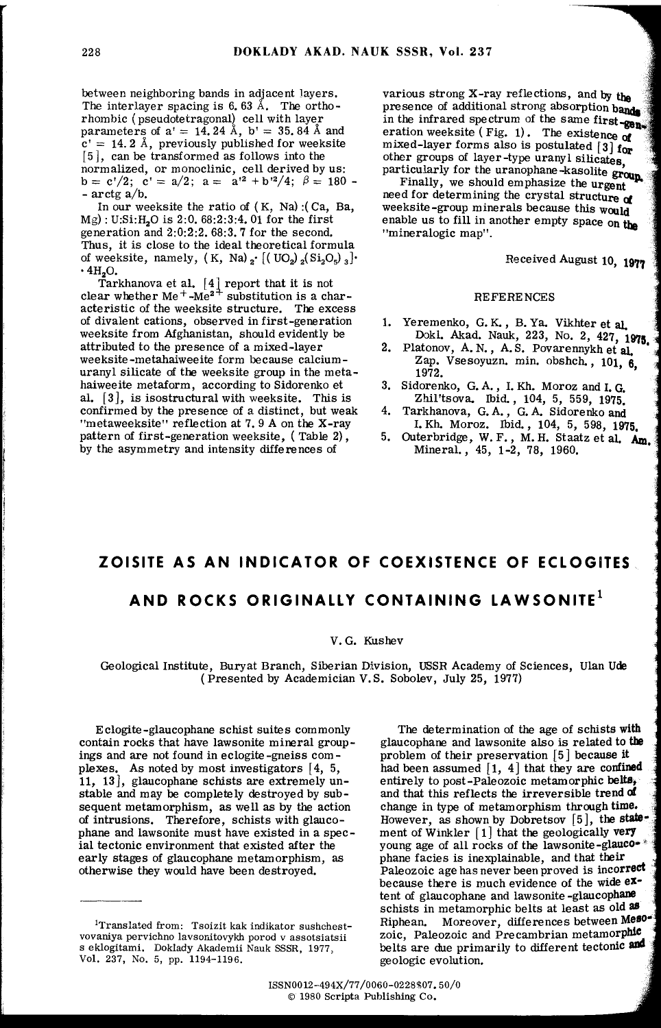between neighboring bands in adjacent layers. The interlayer spacing is 6.63 Å. The orthorhombic (pseudotetragonal) cell with layer parameters of a' = 14.24 Å, b' = 35.84 Å and c' = 14.2 Å, previously published for weeksite [5], can be transformed as follows into the normalized, or monoclinic, cell derived by us: $b = c'/2$; $c' = a/2$; $a = a'^2 + b'^2/4$; $\beta = 180 - \text{arctg}\ a/b$.

In our weeksite the ratio of (K, Na):(Ca, Ba, Mg):U:Si:$H_2O$ is 2:0.68:2:3:4.01 for the first generation and 2:0:2:2.68:3.7 for the second. Thus, it is close to the ideal theoretical formula of weeksite, namely, $(K, Na)_2 \cdot [(UO_2)_2(Si_2O_5)_3] \cdot 4H_2O$.

Tarkhanova et al. [4] report that it is not clear whether $Me^+$-$Me^{2+}$ substitution is a characteristic of the weeksite structure. The excess of divalent cations, observed in first-generation weeksite from Afghanistan, should evidently be attributed to the presence of a mixed-layer weeksite-metahaiweeite form because calcium-uranyl silicate of the weeksite group in the metahaiweeite metaform, according to Sidorenko et al. [3], is isostructural with weeksite. This is confirmed by the presence of a distinct, but weak "metaweeksite" reflection at 7.9 A on the X-ray pattern of first-generation weeksite, (Table 2), by the asymmetry and intensity differences of various strong X-ray reflections, and by the presence of additional strong absorption bands in the infrared spectrum of the same first-generation weeksite (Fig. 1). The existence of mixed-layer forms also is postulated [3] for other groups of layer-type uranyl silicates, particularly for the uranophane-kasolite group.

Finally, we should emphasize the urgent need for determining the crystal structure of weeksite-group minerals because this would enable us to fill in another empty space on the "mineralogic map".

Received August 10, 1977

## REFERENCES

1. Yeremenko, G. K., B. Ya. Vikhter et al. Dokl. Akad. Nauk, 223, No. 2, 427, 1975.
2. Platonov, A. N., A. S. Povarennykh et al. Zap. Vsesoyuzn. min. obshch., 101, 6, 1972.
3. Sidorenko, G. A., I. Kh. Moroz and I. G. Zhil'tsova. Ibid., 104, 5, 559, 1975.
4. Tarkhanova, G. A., G. A. Sidorenko and I. Kh. Moroz. Ibid., 104, 5, 598, 1975.
5. Outerbridge, W. F., M. H. Staatz et al. Am. Mineral., 45, 1-2, 78, 1960.

# ZOISITE AS AN INDICATOR OF COEXISTENCE OF ECLOGITES AND ROCKS ORIGINALLY CONTAINING LAWSONITE[1]

V. G. Kushev

Geological Institute, Buryat Branch, Siberian Division, USSR Academy of Sciences, Ulan Ude
(Presented by Academician V.S. Sobolev, July 25, 1977)

Eclogite-glaucophane schist suites commonly contain rocks that have lawsonite mineral groupings and are not found in eclogite-gneiss complexes. As noted by most investigators [4, 5, 11, 13], glaucophane schists are extremely unstable and may be completely destroyed by subsequent metamorphism, as well as by the action of intrusions. Therefore, schists with glaucophane and lawsonite must have existed in a special tectonic environment that existed after the early stages of glaucophane metamorphism, as otherwise they would have been destroyed.

The determination of the age of schists with glaucophane and lawsonite also is related to the problem of their preservation [5] because it had been assumed [1, 4] that they are confined entirely to post-Paleozoic metamorphic belts, and that this reflects the irreversible trend of change in type of metamorphism through time. However, as shown by Dobretsov [5], the statement of Winkler [1] that the geologically very young age of all rocks of the lawsonite-glaucophane facies is inexplainable, and that their Paleozoic age has never been proved is incorrect because there is much evidence of the wide extent of glaucophane and lawsonite-glaucophane schists in metamorphic belts at least as old as Riphean. Moreover, differences between Mesozoic, Paleozoic and Precambrian metamorphic belts are due primarily to different tectonic and geologic evolution.

[1]Translated from: Tsoizit kak indikator sushchestvovaniya pervichno lavsonitovykh porod v assotsiatsii s eklogitami. Doklady Akademii Nauk SSSR, 1977, Vol. 237, No. 5, pp. 1194-1196.

ISSN0012-494X/77/0060-0228$07.50/0
© 1980 Scripta Publishing Co.